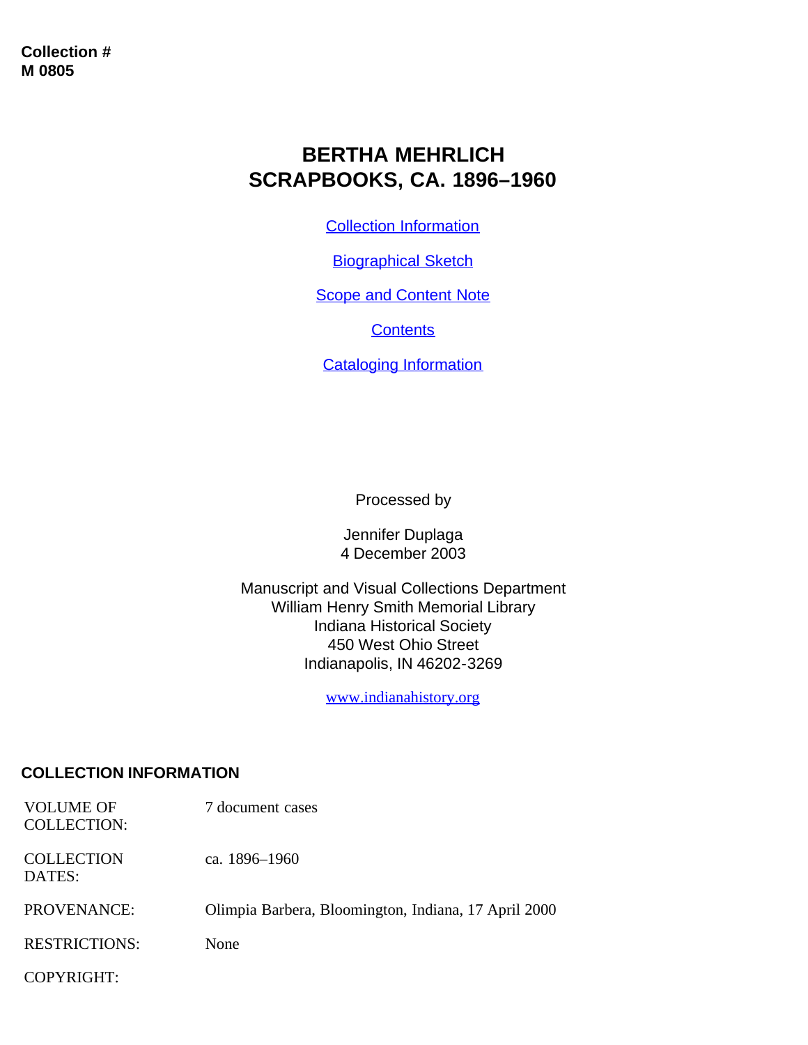**Collection #**
**M 0805**

# BERTHA MEHRLICH SCRAPBOOKS, CA. 1896–1960

[Collection Information](#collection-information)

[Biographical Sketch](#biographical-sketch)

[Scope and Content Note](#scope-and-content-note)

[Contents](#contents)

[Cataloging Information](#cataloging-information)

Processed by

Jennifer Duplaga
4 December 2003

Manuscript and Visual Collections Department
William Henry Smith Memorial Library
Indiana Historical Society
450 West Ohio Street
Indianapolis, IN 46202-3269

[www.indianahistory.org](http://www.indianahistory.org)

## COLLECTION INFORMATION

| | |
|---|---|
| VOLUME OF COLLECTION: | 7 document cases |
| COLLECTION DATES: | ca. 1896–1960 |
| PROVENANCE: | Olimpia Barbera, Bloomington, Indiana, 17 April 2000 |
| RESTRICTIONS: | None |
| COPYRIGHT: | |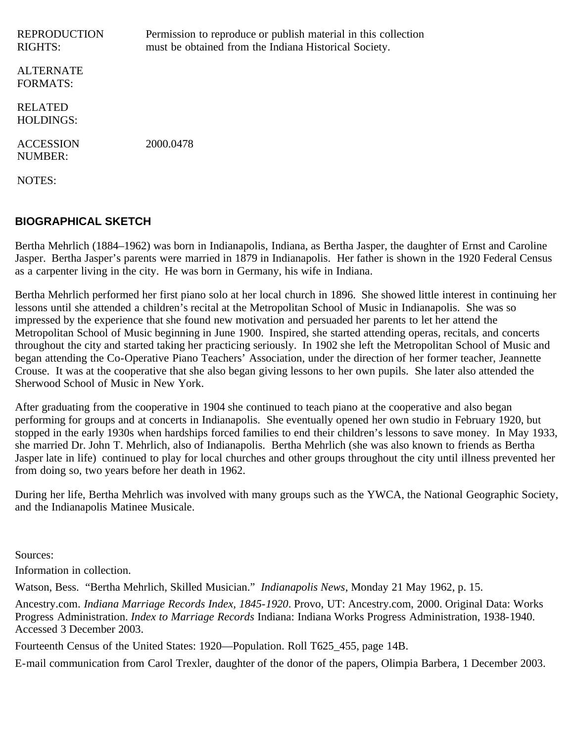| | |
| --- | --- |
| REPRODUCTION RIGHTS: | Permission to reproduce or publish material in this collection must be obtained from the Indiana Historical Society. |
| ALTERNATE FORMATS: | |
| RELATED HOLDINGS: | |
| ACCESSION NUMBER: | 2000.0478 |
| NOTES: | |

## BIOGRAPHICAL SKETCH

Bertha Mehrlich (1884–1962) was born in Indianapolis, Indiana, as Bertha Jasper, the daughter of Ernst and Caroline Jasper. Bertha Jasper's parents were married in 1879 in Indianapolis. Her father is shown in the 1920 Federal Census as a carpenter living in the city. He was born in Germany, his wife in Indiana.

Bertha Mehrlich performed her first piano solo at her local church in 1896. She showed little interest in continuing her lessons until she attended a children's recital at the Metropolitan School of Music in Indianapolis. She was so impressed by the experience that she found new motivation and persuaded her parents to let her attend the Metropolitan School of Music beginning in June 1900. Inspired, she started attending operas, recitals, and concerts throughout the city and started taking her practicing seriously. In 1902 she left the Metropolitan School of Music and began attending the Co-Operative Piano Teachers' Association, under the direction of her former teacher, Jeannette Crouse. It was at the cooperative that she also began giving lessons to her own pupils. She later also attended the Sherwood School of Music in New York.

After graduating from the cooperative in 1904 she continued to teach piano at the cooperative and also began performing for groups and at concerts in Indianapolis. She eventually opened her own studio in February 1920, but stopped in the early 1930s when hardships forced families to end their children's lessons to save money. In May 1933, she married Dr. John T. Mehrlich, also of Indianapolis. Bertha Mehrlich (she was also known to friends as Bertha Jasper late in life) continued to play for local churches and other groups throughout the city until illness prevented her from doing so, two years before her death in 1962.

During her life, Bertha Mehrlich was involved with many groups such as the YWCA, the National Geographic Society, and the Indianapolis Matinee Musicale.

Sources:

Information in collection.

Watson, Bess. "Bertha Mehrlich, Skilled Musician." *Indianapolis News*, Monday 21 May 1962, p. 15.

Ancestry.com. *Indiana Marriage Records Index, 1845-1920*. Provo, UT: Ancestry.com, 2000. Original Data: Works Progress Administration. *Index to Marriage Records* Indiana: Indiana Works Progress Administration, 1938-1940. Accessed 3 December 2003.

Fourteenth Census of the United States: 1920—Population. Roll T625_455, page 14B.

E-mail communication from Carol Trexler, daughter of the donor of the papers, Olimpia Barbera, 1 December 2003.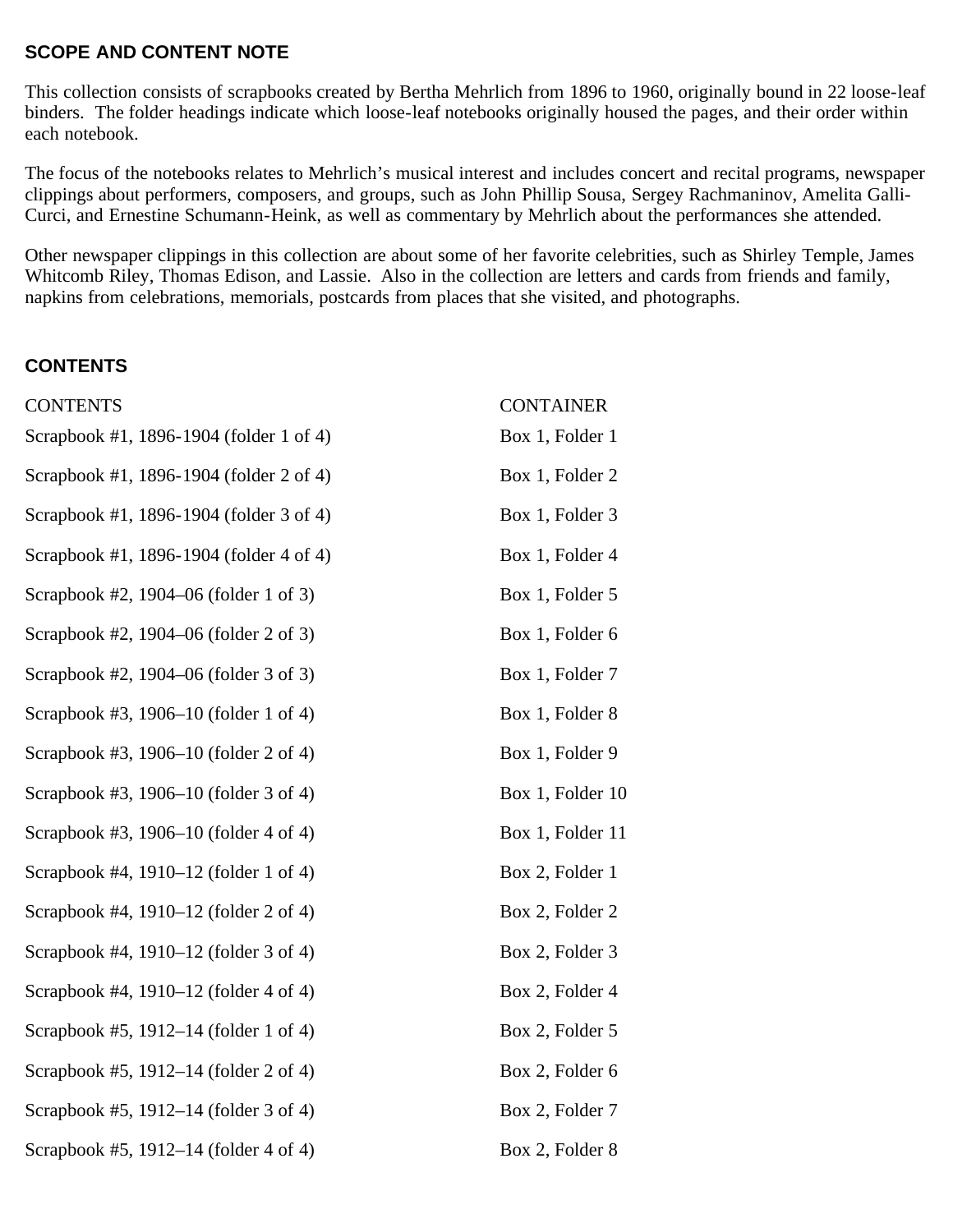## SCOPE AND CONTENT NOTE

This collection consists of scrapbooks created by Bertha Mehrlich from 1896 to 1960, originally bound in 22 loose-leaf binders. The folder headings indicate which loose-leaf notebooks originally housed the pages, and their order within each notebook.

The focus of the notebooks relates to Mehrlich's musical interest and includes concert and recital programs, newspaper clippings about performers, composers, and groups, such as John Phillip Sousa, Sergey Rachmaninov, Amelita Galli-Curci, and Ernestine Schumann-Heink, as well as commentary by Mehrlich about the performances she attended.

Other newspaper clippings in this collection are about some of her favorite celebrities, such as Shirley Temple, James Whitcomb Riley, Thomas Edison, and Lassie. Also in the collection are letters and cards from friends and family, napkins from celebrations, memorials, postcards from places that she visited, and photographs.

## CONTENTS

| CONTENTS | CONTAINER |
| --- | --- |
| Scrapbook #1, 1896-1904 (folder 1 of 4) | Box 1, Folder 1 |
| Scrapbook #1, 1896-1904 (folder 2 of 4) | Box 1, Folder 2 |
| Scrapbook #1, 1896-1904 (folder 3 of 4) | Box 1, Folder 3 |
| Scrapbook #1, 1896-1904 (folder 4 of 4) | Box 1, Folder 4 |
| Scrapbook #2, 1904–06 (folder 1 of 3) | Box 1, Folder 5 |
| Scrapbook #2, 1904–06 (folder 2 of 3) | Box 1, Folder 6 |
| Scrapbook #2, 1904–06 (folder 3 of 3) | Box 1, Folder 7 |
| Scrapbook #3, 1906–10 (folder 1 of 4) | Box 1, Folder 8 |
| Scrapbook #3, 1906–10 (folder 2 of 4) | Box 1, Folder 9 |
| Scrapbook #3, 1906–10 (folder 3 of 4) | Box 1, Folder 10 |
| Scrapbook #3, 1906–10 (folder 4 of 4) | Box 1, Folder 11 |
| Scrapbook #4, 1910–12 (folder 1 of 4) | Box 2, Folder 1 |
| Scrapbook #4, 1910–12 (folder 2 of 4) | Box 2, Folder 2 |
| Scrapbook #4, 1910–12 (folder 3 of 4) | Box 2, Folder 3 |
| Scrapbook #4, 1910–12 (folder 4 of 4) | Box 2, Folder 4 |
| Scrapbook #5, 1912–14 (folder 1 of 4) | Box 2, Folder 5 |
| Scrapbook #5, 1912–14 (folder 2 of 4) | Box 2, Folder 6 |
| Scrapbook #5, 1912–14 (folder 3 of 4) | Box 2, Folder 7 |
| Scrapbook #5, 1912–14 (folder 4 of 4) | Box 2, Folder 8 |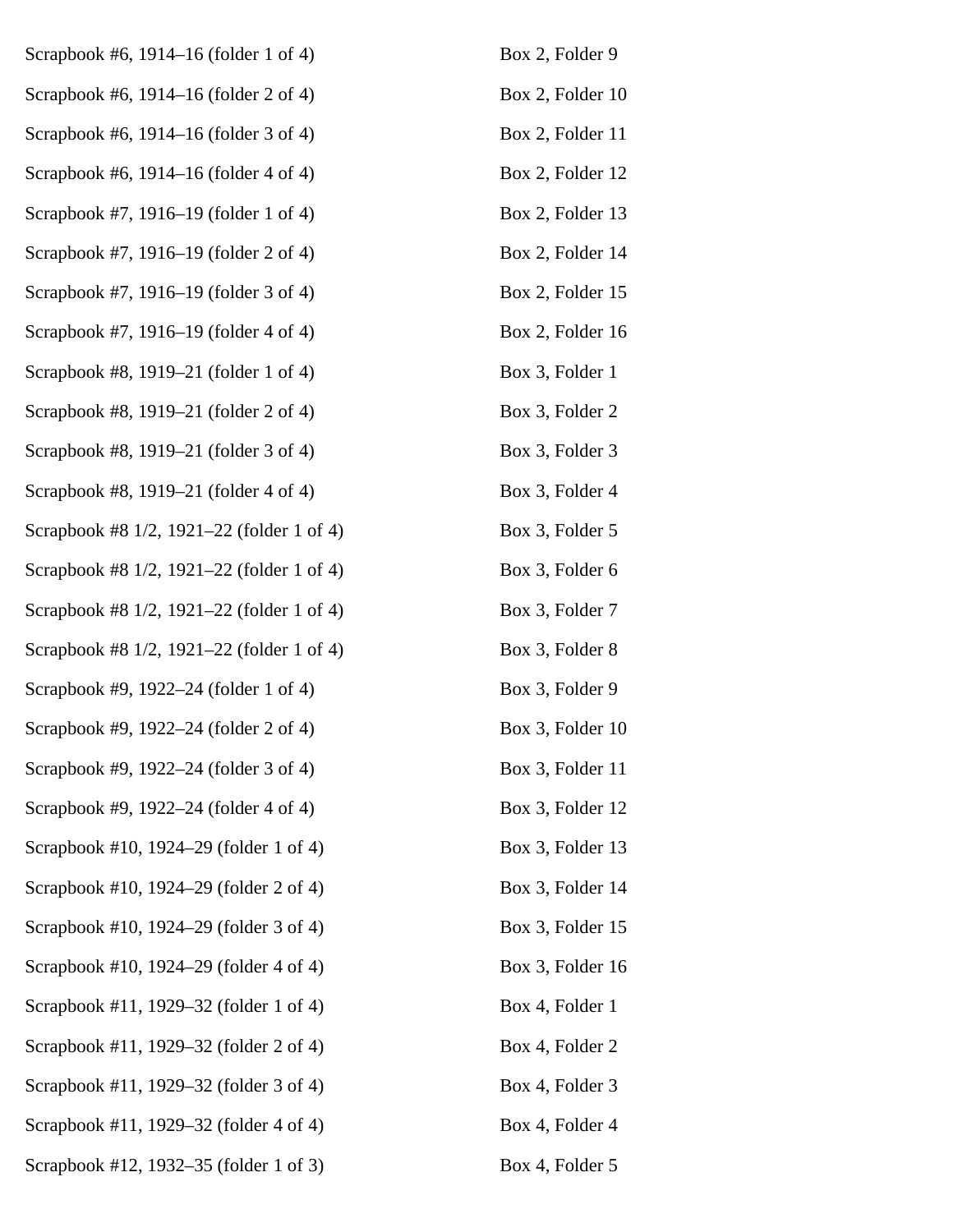| | |
|---|---|
| Scrapbook #6, 1914–16 (folder 1 of 4) | Box 2, Folder 9 |
| Scrapbook #6, 1914–16 (folder 2 of 4) | Box 2, Folder 10 |
| Scrapbook #6, 1914–16 (folder 3 of 4) | Box 2, Folder 11 |
| Scrapbook #6, 1914–16 (folder 4 of 4) | Box 2, Folder 12 |
| Scrapbook #7, 1916–19 (folder 1 of 4) | Box 2, Folder 13 |
| Scrapbook #7, 1916–19 (folder 2 of 4) | Box 2, Folder 14 |
| Scrapbook #7, 1916–19 (folder 3 of 4) | Box 2, Folder 15 |
| Scrapbook #7, 1916–19 (folder 4 of 4) | Box 2, Folder 16 |
| Scrapbook #8, 1919–21 (folder 1 of 4) | Box 3, Folder 1 |
| Scrapbook #8, 1919–21 (folder 2 of 4) | Box 3, Folder 2 |
| Scrapbook #8, 1919–21 (folder 3 of 4) | Box 3, Folder 3 |
| Scrapbook #8, 1919–21 (folder 4 of 4) | Box 3, Folder 4 |
| Scrapbook #8 1/2, 1921–22 (folder 1 of 4) | Box 3, Folder 5 |
| Scrapbook #8 1/2, 1921–22 (folder 1 of 4) | Box 3, Folder 6 |
| Scrapbook #8 1/2, 1921–22 (folder 1 of 4) | Box 3, Folder 7 |
| Scrapbook #8 1/2, 1921–22 (folder 1 of 4) | Box 3, Folder 8 |
| Scrapbook #9, 1922–24 (folder 1 of 4) | Box 3, Folder 9 |
| Scrapbook #9, 1922–24 (folder 2 of 4) | Box 3, Folder 10 |
| Scrapbook #9, 1922–24 (folder 3 of 4) | Box 3, Folder 11 |
| Scrapbook #9, 1922–24 (folder 4 of 4) | Box 3, Folder 12 |
| Scrapbook #10, 1924–29 (folder 1 of 4) | Box 3, Folder 13 |
| Scrapbook #10, 1924–29 (folder 2 of 4) | Box 3, Folder 14 |
| Scrapbook #10, 1924–29 (folder 3 of 4) | Box 3, Folder 15 |
| Scrapbook #10, 1924–29 (folder 4 of 4) | Box 3, Folder 16 |
| Scrapbook #11, 1929–32 (folder 1 of 4) | Box 4, Folder 1 |
| Scrapbook #11, 1929–32 (folder 2 of 4) | Box 4, Folder 2 |
| Scrapbook #11, 1929–32 (folder 3 of 4) | Box 4, Folder 3 |
| Scrapbook #11, 1929–32 (folder 4 of 4) | Box 4, Folder 4 |
| Scrapbook #12, 1932–35 (folder 1 of 3) | Box 4, Folder 5 |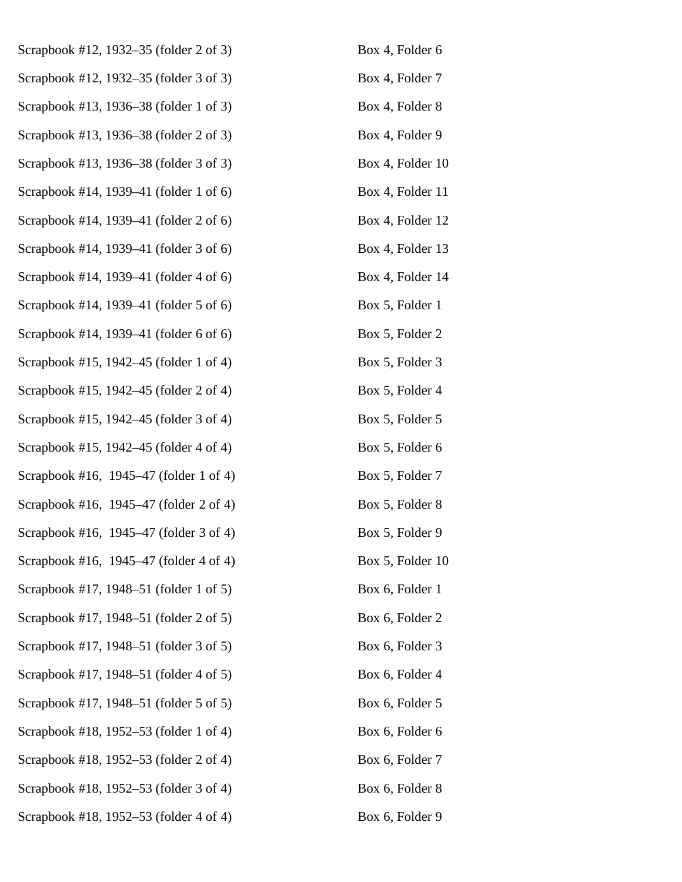| | |
|---|---|
| Scrapbook #12, 1932–35 (folder 2 of 3) | Box 4, Folder 6 |
| Scrapbook #12, 1932–35 (folder 3 of 3) | Box 4, Folder 7 |
| Scrapbook #13, 1936–38 (folder 1 of 3) | Box 4, Folder 8 |
| Scrapbook #13, 1936–38 (folder 2 of 3) | Box 4, Folder 9 |
| Scrapbook #13, 1936–38 (folder 3 of 3) | Box 4, Folder 10 |
| Scrapbook #14, 1939–41 (folder 1 of 6) | Box 4, Folder 11 |
| Scrapbook #14, 1939–41 (folder 2 of 6) | Box 4, Folder 12 |
| Scrapbook #14, 1939–41 (folder 3 of 6) | Box 4, Folder 13 |
| Scrapbook #14, 1939–41 (folder 4 of 6) | Box 4, Folder 14 |
| Scrapbook #14, 1939–41 (folder 5 of 6) | Box 5, Folder 1 |
| Scrapbook #14, 1939–41 (folder 6 of 6) | Box 5, Folder 2 |
| Scrapbook #15, 1942–45 (folder 1 of 4) | Box 5, Folder 3 |
| Scrapbook #15, 1942–45 (folder 2 of 4) | Box 5, Folder 4 |
| Scrapbook #15, 1942–45 (folder 3 of 4) | Box 5, Folder 5 |
| Scrapbook #15, 1942–45 (folder 4 of 4) | Box 5, Folder 6 |
| Scrapbook #16, 1945–47 (folder 1 of 4) | Box 5, Folder 7 |
| Scrapbook #16, 1945–47 (folder 2 of 4) | Box 5, Folder 8 |
| Scrapbook #16, 1945–47 (folder 3 of 4) | Box 5, Folder 9 |
| Scrapbook #16, 1945–47 (folder 4 of 4) | Box 5, Folder 10 |
| Scrapbook #17, 1948–51 (folder 1 of 5) | Box 6, Folder 1 |
| Scrapbook #17, 1948–51 (folder 2 of 5) | Box 6, Folder 2 |
| Scrapbook #17, 1948–51 (folder 3 of 5) | Box 6, Folder 3 |
| Scrapbook #17, 1948–51 (folder 4 of 5) | Box 6, Folder 4 |
| Scrapbook #17, 1948–51 (folder 5 of 5) | Box 6, Folder 5 |
| Scrapbook #18, 1952–53 (folder 1 of 4) | Box 6, Folder 6 |
| Scrapbook #18, 1952–53 (folder 2 of 4) | Box 6, Folder 7 |
| Scrapbook #18, 1952–53 (folder 3 of 4) | Box 6, Folder 8 |
| Scrapbook #18, 1952–53 (folder 4 of 4) | Box 6, Folder 9 |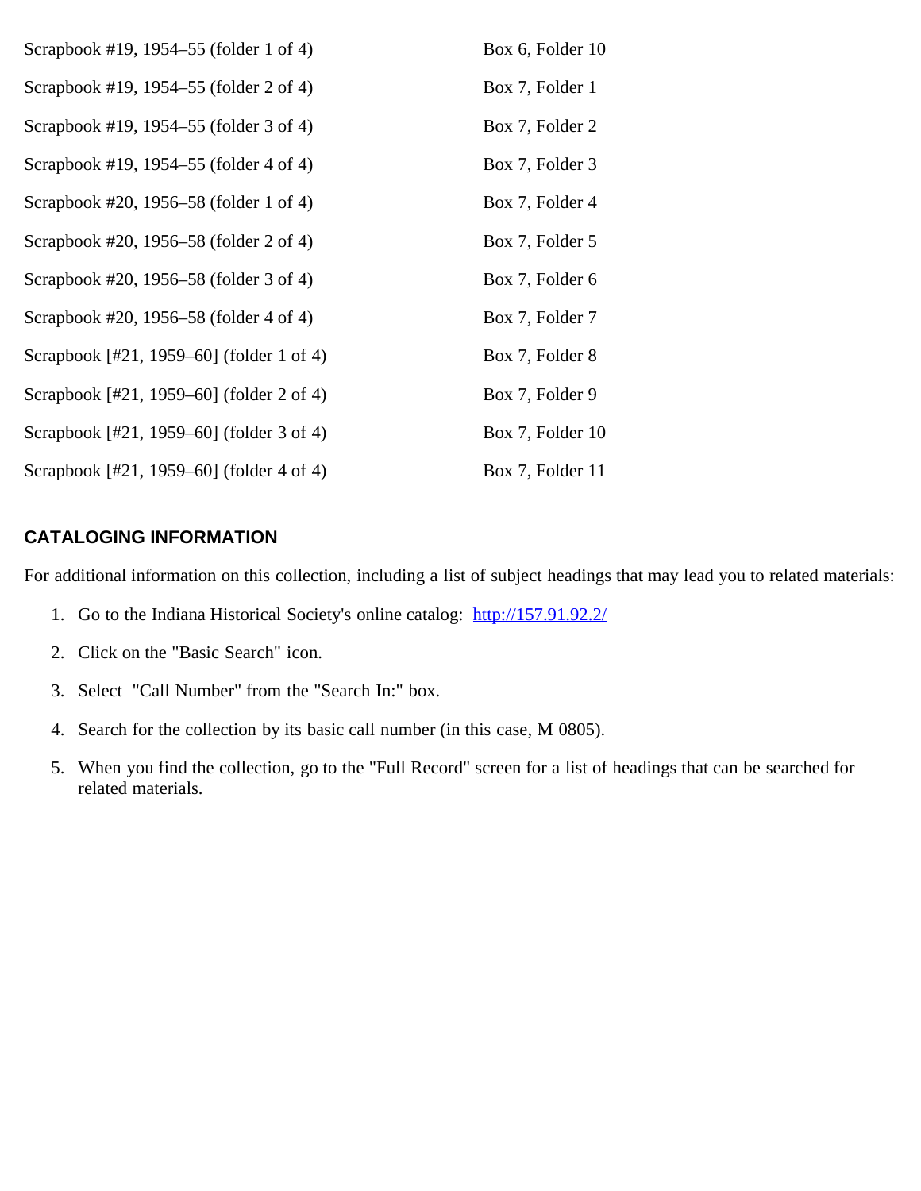| | |
|---|---|
| Scrapbook #19, 1954–55 (folder 1 of 4) | Box 6, Folder 10 |
| Scrapbook #19, 1954–55 (folder 2 of 4) | Box 7, Folder 1 |
| Scrapbook #19, 1954–55 (folder 3 of 4) | Box 7, Folder 2 |
| Scrapbook #19, 1954–55 (folder 4 of 4) | Box 7, Folder 3 |
| Scrapbook #20, 1956–58 (folder 1 of 4) | Box 7, Folder 4 |
| Scrapbook #20, 1956–58 (folder 2 of 4) | Box 7, Folder 5 |
| Scrapbook #20, 1956–58 (folder 3 of 4) | Box 7, Folder 6 |
| Scrapbook #20, 1956–58 (folder 4 of 4) | Box 7, Folder 7 |
| Scrapbook [#21, 1959–60] (folder 1 of 4) | Box 7, Folder 8 |
| Scrapbook [#21, 1959–60] (folder 2 of 4) | Box 7, Folder 9 |
| Scrapbook [#21, 1959–60] (folder 3 of 4) | Box 7, Folder 10 |
| Scrapbook [#21, 1959–60] (folder 4 of 4) | Box 7, Folder 11 |

## CATALOGING INFORMATION

For additional information on this collection, including a list of subject headings that may lead you to related materials:

1. Go to the Indiana Historical Society's online catalog: http://157.91.92.2/
2. Click on the "Basic Search" icon.
3. Select "Call Number" from the "Search In:" box.
4. Search for the collection by its basic call number (in this case, M 0805).
5. When you find the collection, go to the "Full Record" screen for a list of headings that can be searched for related materials.